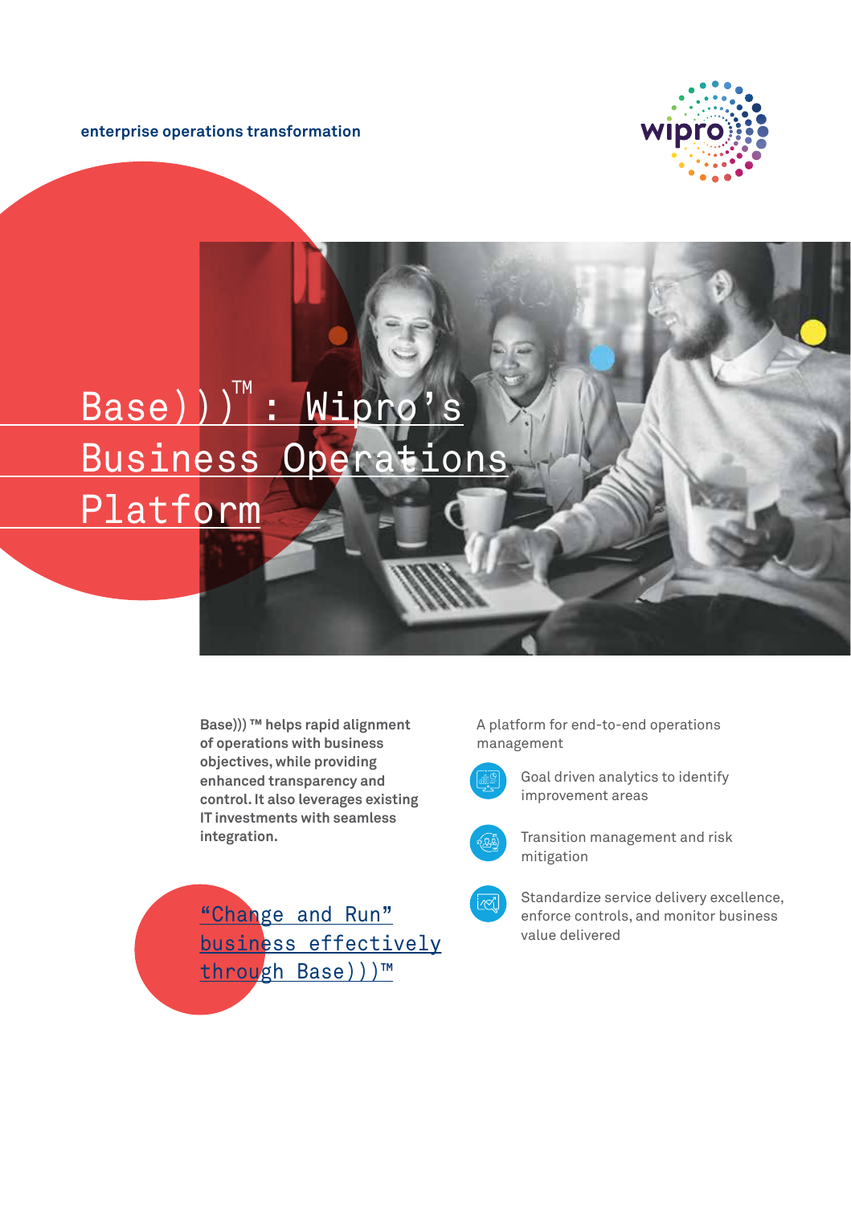enterprise operations transformation

# Base)))™ : Wipro's Business Operations Platform

**Base))) ™ helps rapid alignment of operations with business objectives, while providing enhanced transparency and control. It also leverages existing IT investments with seamless integration.**

## "Change and Run" business effectively through Base)))™

A platform for end-to-end operations management

- Goal driven analytics to identify improvement areas
- Transition management and risk mitigation
- Standardize service delivery excellence, enforce controls, and monitor business value delivered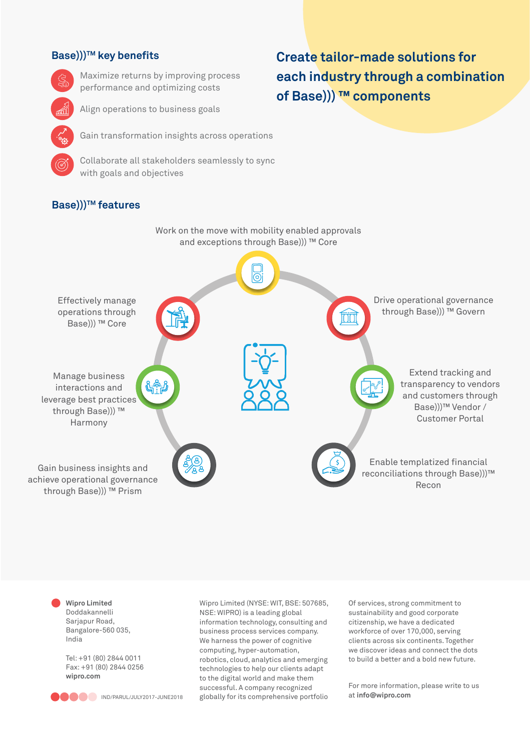## Base)))™ key benefits

- Maximize returns by improving process performance and optimizing costs
- Align operations to business goals
- Gain transformation insights across operations
- Collaborate all stakeholders seamlessly to sync with goals and objectives

## Create tailor-made solutions for each industry through a combination of Base))) ™ components

## Base)))™ features

Work on the move with mobility enabled approvals and exceptions through Base))) ™ Core

Effectively manage operations through Base))) ™ Core

Drive operational governance through Base))) ™ Govern

Manage business interactions and leverage best practices through Base))) ™ Harmony

Extend tracking and transparency to vendors and customers through Base)))™ Vendor / Customer Portal

Gain business insights and achieve operational governance through Base))) ™ Prism

Enable templatized financial reconciliations through Base)))™ Recon

**Wipro Limited**
Doddakannelli
Sarjapur Road,
Bangalore-560 035,
India

Tel: +91 (80) 2844 0011
Fax: +91 (80) 2844 0256
**wipro.com**

Wipro Limited (NYSE: WIT, BSE: 507685, NSE: WIPRO) is a leading global information technology, consulting and business process services company. We harness the power of cognitive computing, hyper-automation, robotics, cloud, analytics and emerging technologies to help our clients adapt to the digital world and make them successful. A company recognized globally for its comprehensive portfolio of services, strong commitment to sustainability and good corporate citizenship, we have a dedicated workforce of over 170,000, serving clients across six continents. Together we discover ideas and connect the dots to build a better and a bold new future.

For more information, please write to us at **info@wipro.com**

IND/PARUL/JULY2017-JUNE2018